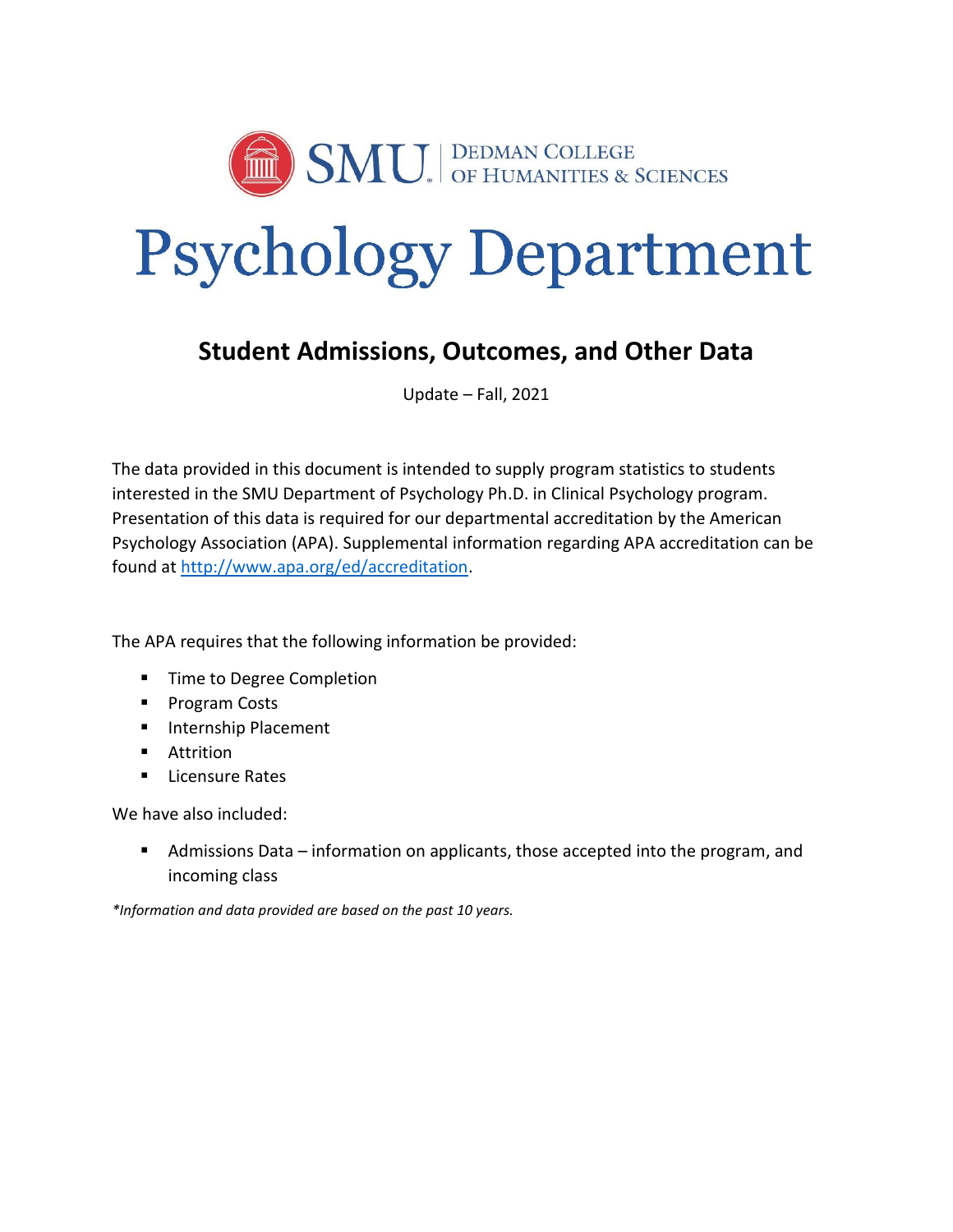SMU | DEDMAN COLLEGE OF HUMANITIES & SCIENCES

# Psychology Department

## Student Admissions, Outcomes, and Other Data

Update – Fall, 2021

The data provided in this document is intended to supply program statistics to students interested in the SMU Department of Psychology Ph.D. in Clinical Psychology program. Presentation of this data is required for our departmental accreditation by the American Psychology Association (APA). Supplemental information regarding APA accreditation can be found at [http://www.apa.org/ed/accreditation](http://www.apa.org/ed/accreditation).

The APA requires that the following information be provided:

- Time to Degree Completion
- Program Costs
- Internship Placement
- Attrition
- Licensure Rates

We have also included:

- Admissions Data – information on applicants, those accepted into the program, and incoming class

*\*Information and data provided are based on the past 10 years.*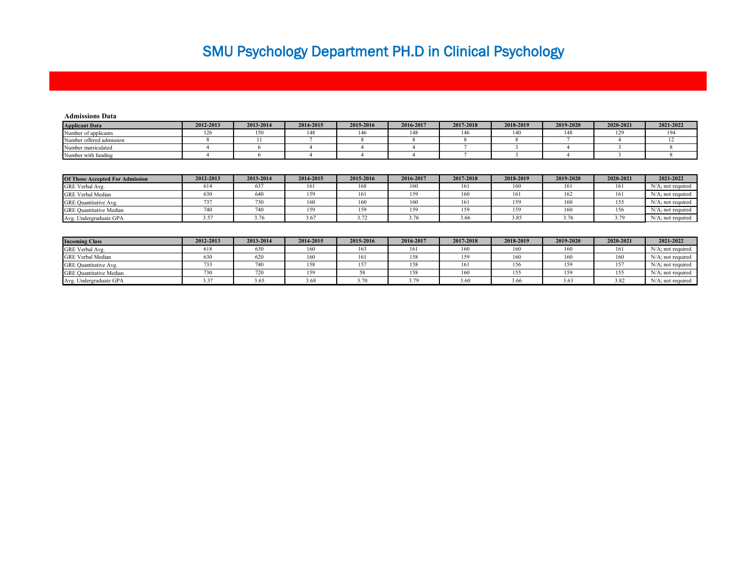# SMU Psychology Department PH.D in Clinical Psychology

**Admissions Data**

| Applicant Data | 2012-2013 | 2013-2014 | 2014-2015 | 2015-2016 | 2016-2017 | 2017-2018 | 2018-2019 | 2019-2020 | 2020-2021 | 2021-2022 |
|---|---|---|---|---|---|---|---|---|---|---|
| Number of applicants | 126 | 150 | 148 | 146 | 148 | 146 | 140 | 148 | 129 | 194 |
| Number offered admission | 8 | 11 | 7 | 8 | 8 | 8 | 8 | 7 | 4 | 12 |
| Number matriculated | 4 | 6 | 4 | 4 | 4 | 7 | 3 | 4 | 3 | 8 |
| Number with funding | 4 | 6 | 4 | 4 | 4 | 7 | 3 | 4 | 3 | 8 |

| Of Those Accepted For Admission | 2012-2013 | 2013-2014 | 2014-2015 | 2015-2016 | 2016-2017 | 2017-2018 | 2018-2019 | 2019-2020 | 2020-2021 | 2021-2022 |
|---|---|---|---|---|---|---|---|---|---|---|
| GRE Verbal Avg. | 614 | 637 | 161 | 168 | 160 | 161 | 160 | 161 | 161 | N/A; not required |
| GRE Verbal Median | 630 | 640 | 159 | 161 | 159 | 160 | 161 | 162 | 161 | N/A; not required |
| GRE Quantitative Avg. | 737 | 730 | 160 | 160 | 160 | 161 | 159 | 160 | 155 | N/A; not required |
| GRE Quantitative Median | 740 | 740 | 159 | 159 | 159 | 159 | 159 | 160 | 156 | N/A; not required |
| Avg. Undergraduate GPA | 3.57 | 3.76 | 3.67 | 3.72 | 3.76 | 3.66 | 3.85 | 3.76 | 3.79 | N/A; not required |

| Incoming Class | 2012-2013 | 2013-2014 | 2014-2015 | 2015-2016 | 2016-2017 | 2017-2018 | 2018-2019 | 2019-2020 | 2020-2021 | 2021-2022 |
|---|---|---|---|---|---|---|---|---|---|---|
| GRE Verbal Avg. | 618 | 630 | 160 | 163 | 161 | 160 | 160 | 160 | 161 | N/A; not required |
| GRE Verbal Median | 630 | 620 | 160 | 161 | 158 | 159 | 160 | 160 | 160 | N/A; not required |
| GRE Quantitative Avg. | 733 | 740 | 158 | 157 | 158 | 161 | 156 | 159 | 157 | N/A; not required |
| GRE Quantitative Median | 730 | 720 | 159 | 58 | 158 | 160 | 155 | 159 | 155 | N/A; not required |
| Avg. Undergraduate GPA | 3.37 | 3.65 | 3.68 | 3.70 | 3.79 | 3.60 | 3.66 | 3.63 | 3.82 | N/A; not required |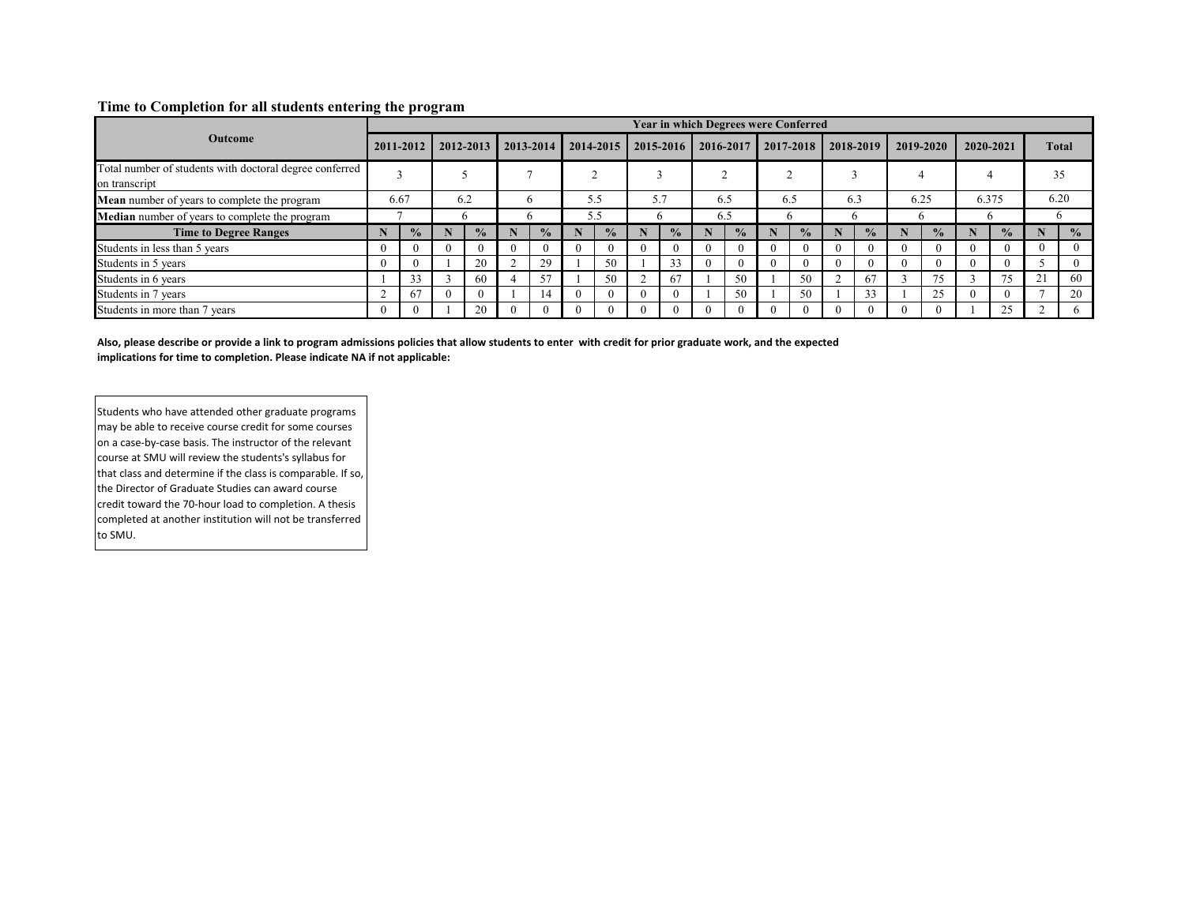### Time to Completion for all students entering the program

| Outcome | Year in which Degrees were Conferred | | | | | | | | | | | | | | | | | | | | | |
|---|---|---|---|---|---|---|---|---|---|---|---|---|---|---|---|---|---|---|---|---|---|---|
| | 2011-2012 | | 2012-2013 | | 2013-2014 | | 2014-2015 | | 2015-2016 | | 2016-2017 | | 2017-2018 | | 2018-2019 | | 2019-2020 | | 2020-2021 | | Total | |
| Total number of students with doctoral degree conferred on transcript | 3 | | 5 | | 7 | | 2 | | 3 | | 2 | | 2 | | 3 | | 4 | | 4 | | 35 | |
| **Mean** number of years to complete the program | 6.67 | | 6.2 | | 6 | | 5.5 | | 5.7 | | 6.5 | | 6.5 | | 6.3 | | 6.25 | | 6.375 | | 6.20 | |
| **Median** number of years to complete the program | 7 | | 6 | | 6 | | 5.5 | | 6 | | 6.5 | | 6 | | 6 | | 6 | | 6 | | 6 | |
| **Time to Degree Ranges** | **N** | **%** | **N** | **%** | **N** | **%** | **N** | **%** | **N** | **%** | **N** | **%** | **N** | **%** | **N** | **%** | **N** | **%** | **N** | **%** | **N** | **%** |
| Students in less than 5 years | 0 | 0 | 0 | 0 | 0 | 0 | 0 | 0 | 0 | 0 | 0 | 0 | 0 | 0 | 0 | 0 | 0 | 0 | 0 | 0 | 0 | 0 |
| Students in 5 years | 0 | 0 | 1 | 20 | 2 | 29 | 1 | 50 | 1 | 33 | 0 | 0 | 0 | 0 | 0 | 0 | 0 | 0 | 0 | 0 | 5 | 0 |
| Students in 6 years | 1 | 33 | 3 | 60 | 4 | 57 | 1 | 50 | 2 | 67 | 1 | 50 | 1 | 50 | 2 | 67 | 3 | 75 | 3 | 75 | 21 | 60 |
| Students in 7 years | 2 | 67 | 0 | 0 | 1 | 14 | 0 | 0 | 0 | 0 | 1 | 50 | 1 | 50 | 1 | 33 | 1 | 25 | 0 | 0 | 7 | 20 |
| Students in more than 7 years | 0 | 0 | 1 | 20 | 0 | 0 | 0 | 0 | 0 | 0 | 0 | 0 | 0 | 0 | 0 | 0 | 0 | 0 | 1 | 25 | 2 | 6 |

**Also, please describe or provide a link to program admissions policies that allow students to enter with credit for prior graduate work, and the expected implications for time to completion. Please indicate NA if not applicable:**

Students who have attended other graduate programs may be able to receive course credit for some courses on a case-by-case basis. The instructor of the relevant course at SMU will review the students's syllabus for that class and determine if the class is comparable. If so, the Director of Graduate Studies can award course credit toward the 70-hour load to completion. A thesis completed at another institution will not be transferred to SMU.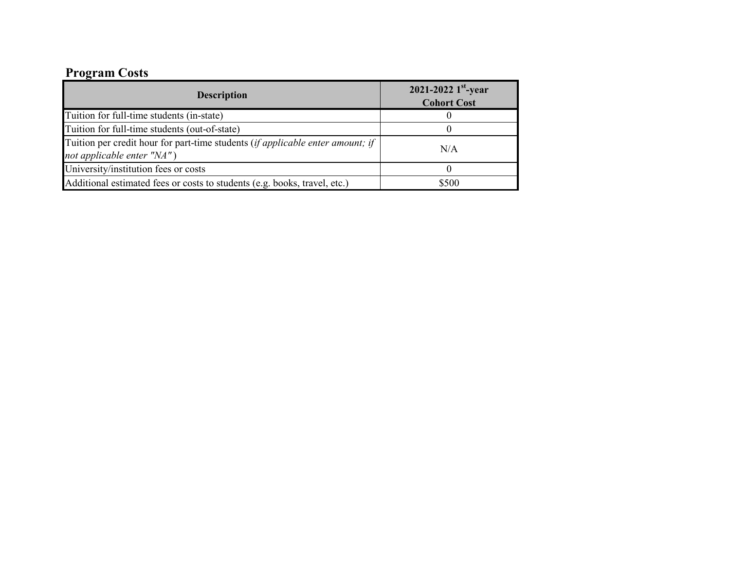## Program Costs

| Description | 2021-2022 1st-year Cohort Cost |
| --- | --- |
| Tuition for full-time students (in-state) | 0 |
| Tuition for full-time students (out-of-state) | 0 |
| Tuition per credit hour for part-time students (*if applicable enter amount; if not applicable enter "NA"*) | N/A |
| University/institution fees or costs | 0 |
| Additional estimated fees or costs to students (e.g. books, travel, etc.) | $500 |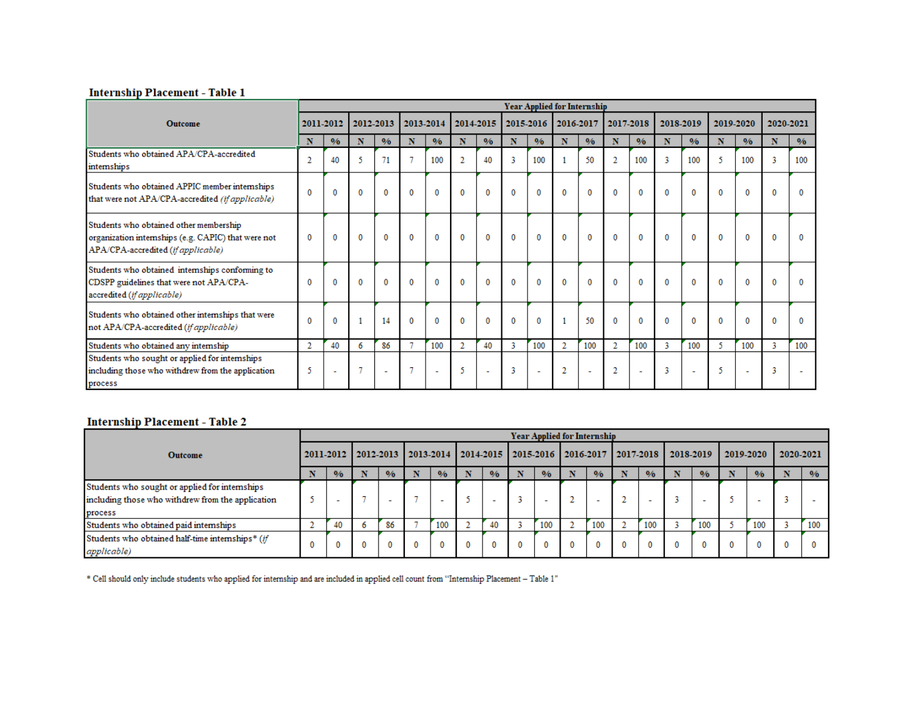## Internship Placement - Table 1

| Outcome | Year Applied for Internship | | | | | | | | | | | | | | | | | | | |
|---|---|---|---|---|---|---|---|---|---|---|---|---|---|---|---|---|---|---|---|---|
| | 2011-2012 | | 2012-2013 | | 2013-2014 | | 2014-2015 | | 2015-2016 | | 2016-2017 | | 2017-2018 | | 2018-2019 | | 2019-2020 | | 2020-2021 | |
| | N | % | N | % | N | % | N | % | N | % | N | % | N | % | N | % | N | % | N | % |
| Students who obtained APA/CPA-accredited internships | 2 | 40 | 5 | 71 | 7 | 100 | 2 | 40 | 3 | 100 | 1 | 50 | 2 | 100 | 3 | 100 | 5 | 100 | 3 | 100 |
| Students who obtained APPIC member internships that were not APA/CPA-accredited *(if applicable)* | 0 | 0 | 0 | 0 | 0 | 0 | 0 | 0 | 0 | 0 | 0 | 0 | 0 | 0 | 0 | 0 | 0 | 0 | 0 | 0 |
| Students who obtained other membership organization internships (e.g. CAPIC) that were not APA/CPA-accredited *(if applicable)* | 0 | 0 | 0 | 0 | 0 | 0 | 0 | 0 | 0 | 0 | 0 | 0 | 0 | 0 | 0 | 0 | 0 | 0 | 0 | 0 |
| Students who obtained internships conforming to CDSPP guidelines that were not APA/CPA-accredited *(if applicable)* | 0 | 0 | 0 | 0 | 0 | 0 | 0 | 0 | 0 | 0 | 0 | 0 | 0 | 0 | 0 | 0 | 0 | 0 | 0 | 0 |
| Students who obtained other internships that were not APA/CPA-accredited *(if applicable)* | 0 | 0 | 1 | 14 | 0 | 0 | 0 | 0 | 0 | 0 | 1 | 50 | 0 | 0 | 0 | 0 | 0 | 0 | 0 | 0 |
| Students who obtained any internship | 2 | 40 | 6 | 86 | 7 | 100 | 2 | 40 | 3 | 100 | 2 | 100 | 2 | 100 | 3 | 100 | 5 | 100 | 3 | 100 |
| Students who sought or applied for internships including those who withdrew from the application process | 5 | - | 7 | - | 7 | - | 5 | - | 3 | - | 2 | - | 2 | - | 3 | - | 5 | - | 3 | - |

## Internship Placement - Table 2

| Outcome | Year Applied for Internship | | | | | | | | | | | | | | | | | | | |
|---|---|---|---|---|---|---|---|---|---|---|---|---|---|---|---|---|---|---|---|---|
| | 2011-2012 | | 2012-2013 | | 2013-2014 | | 2014-2015 | | 2015-2016 | | 2016-2017 | | 2017-2018 | | 2018-2019 | | 2019-2020 | | 2020-2021 | |
| | N | % | N | % | N | % | N | % | N | % | N | % | N | % | N | % | N | % | N | % |
| Students who sought or applied for internships including those who withdrew from the application process | 5 | - | 7 | - | 7 | - | 5 | - | 3 | - | 2 | - | 2 | - | 3 | - | 5 | - | 3 | - |
| Students who obtained paid internships | 2 | 40 | 6 | 86 | 7 | 100 | 2 | 40 | 3 | 100 | 2 | 100 | 2 | 100 | 3 | 100 | 5 | 100 | 3 | 100 |
| Students who obtained half-time internships* *(if applicable)* | 0 | 0 | 0 | 0 | 0 | 0 | 0 | 0 | 0 | 0 | 0 | 0 | 0 | 0 | 0 | 0 | 0 | 0 | 0 | 0 |

* Cell should only include students who applied for internship and are included in applied cell count from "Internship Placement – Table 1"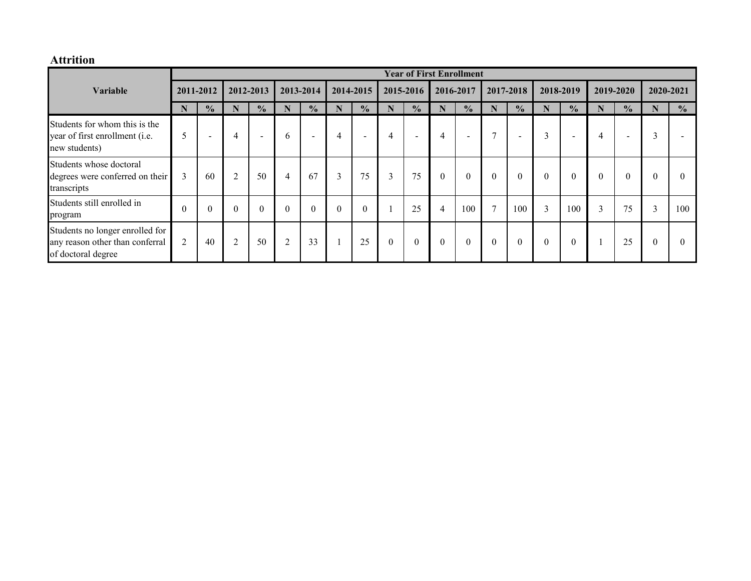## Attrition

| Variable | Year of First Enrollment | | | | | | | | | | | | | | | | | | | |
|---|---|---|---|---|---|---|---|---|---|---|---|---|---|---|---|---|---|---|---|---|
| | 2011-2012 | | 2012-2013 | | 2013-2014 | | 2014-2015 | | 2015-2016 | | 2016-2017 | | 2017-2018 | | 2018-2019 | | 2019-2020 | | 2020-2021 | |
| | N | % | N | % | N | % | N | % | N | % | N | % | N | % | N | % | N | % | N | % |
| Students for whom this is the year of first enrollment (i.e. new students) | 5 | - | 4 | - | 6 | - | 4 | - | 4 | - | 4 | - | 7 | - | 3 | - | 4 | - | 3 | - |
| Students whose doctoral degrees were conferred on their transcripts | 3 | 60 | 2 | 50 | 4 | 67 | 3 | 75 | 3 | 75 | 0 | 0 | 0 | 0 | 0 | 0 | 0 | 0 | 0 | 0 |
| Students still enrolled in program | 0 | 0 | 0 | 0 | 0 | 0 | 0 | 0 | 1 | 25 | 4 | 100 | 7 | 100 | 3 | 100 | 3 | 75 | 3 | 100 |
| Students no longer enrolled for any reason other than conferral of doctoral degree | 2 | 40 | 2 | 50 | 2 | 33 | 1 | 25 | 0 | 0 | 0 | 0 | 0 | 0 | 0 | 0 | 1 | 25 | 0 | 0 |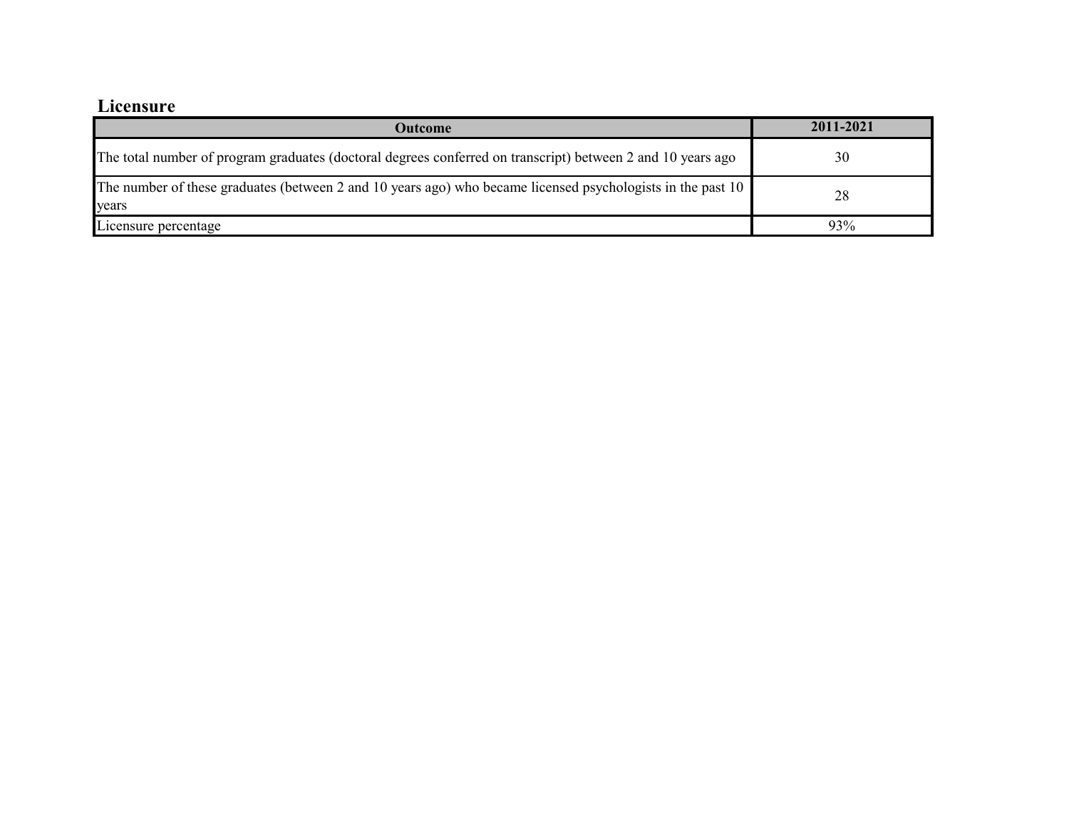## Licensure

| Outcome | 2011-2021 |
|---|---|
| The total number of program graduates (doctoral degrees conferred on transcript) between 2 and 10 years ago | 30 |
| The number of these graduates (between 2 and 10 years ago) who became licensed psychologists in the past 10 years | 28 |
| Licensure percentage | 93% |